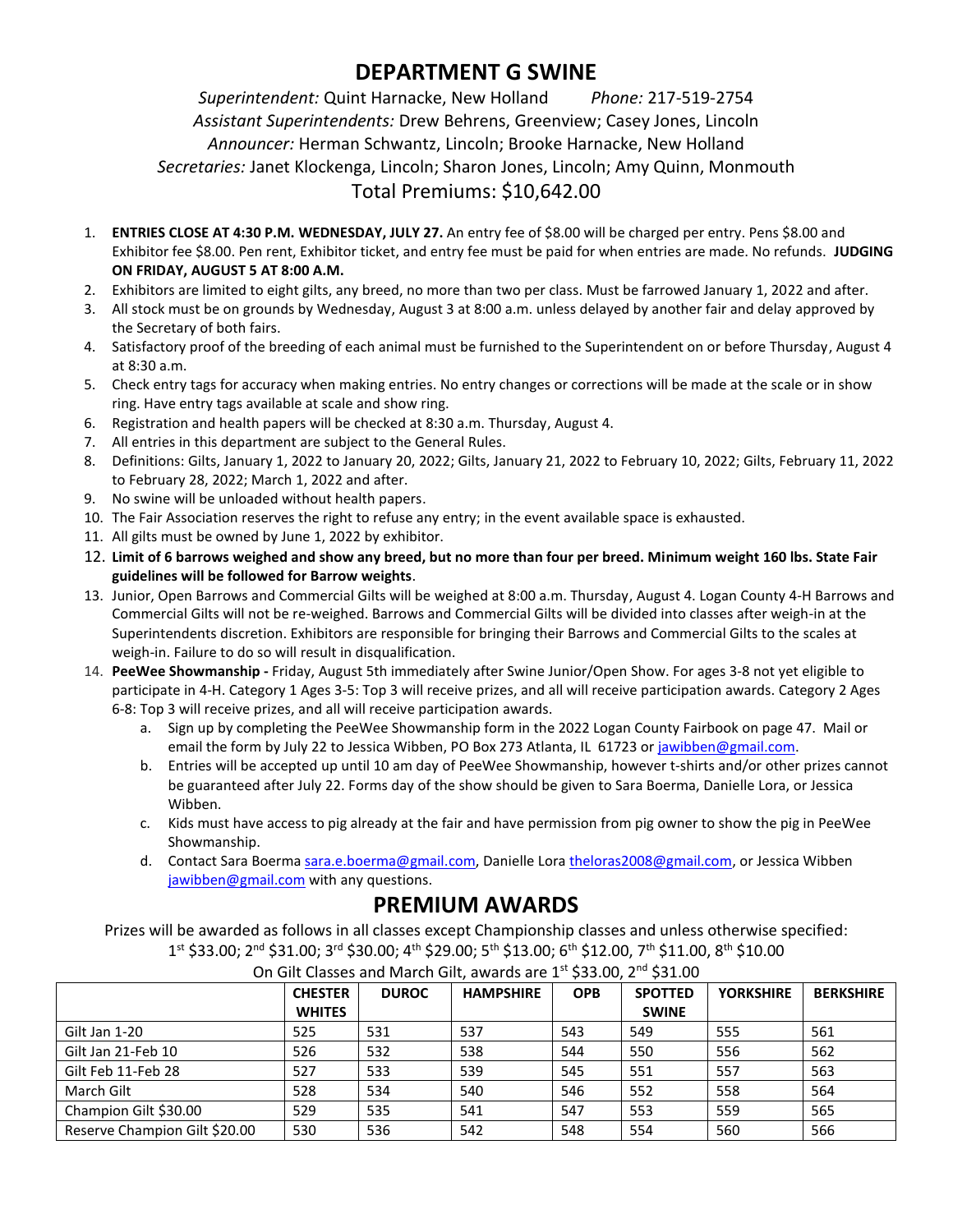# DEPARTMENT G SWINE

*Superintendent:* Quint Harnacke, New Holland *Phone:* 217-519-2754

*Assistant Superintendents:* Drew Behrens, Greenview; Casey Jones, Lincoln

*Announcer:* Herman Schwantz, Lincoln; Brooke Harnacke, New Holland

*Secretaries:* Janet Klockenga, Lincoln; Sharon Jones, Lincoln; Amy Quinn, Monmouth

Total Premiums: $10,642.00

1. **ENTRIES CLOSE AT 4:30 P.M. WEDNESDAY, JULY 27.** An entry fee of $8.00 will be charged per entry. Pens $8.00 and Exhibitor fee $8.00. Pen rent, Exhibitor ticket, and entry fee must be paid for when entries are made. No refunds. **JUDGING ON FRIDAY, AUGUST 5 AT 8:00 A.M.**
2. Exhibitors are limited to eight gilts, any breed, no more than two per class. Must be farrowed January 1, 2022 and after.
3. All stock must be on grounds by Wednesday, August 3 at 8:00 a.m. unless delayed by another fair and delay approved by the Secretary of both fairs.
4. Satisfactory proof of the breeding of each animal must be furnished to the Superintendent on or before Thursday, August 4 at 8:30 a.m.
5. Check entry tags for accuracy when making entries. No entry changes or corrections will be made at the scale or in show ring. Have entry tags available at scale and show ring.
6. Registration and health papers will be checked at 8:30 a.m. Thursday, August 4.
7. All entries in this department are subject to the General Rules.
8. Definitions: Gilts, January 1, 2022 to January 20, 2022; Gilts, January 21, 2022 to February 10, 2022; Gilts, February 11, 2022 to February 28, 2022; March 1, 2022 and after.
9. No swine will be unloaded without health papers.
10. The Fair Association reserves the right to refuse any entry; in the event available space is exhausted.
11. All gilts must be owned by June 1, 2022 by exhibitor.
12. **Limit of 6 barrows weighed and show any breed, but no more than four per breed. Minimum weight 160 lbs. State Fair guidelines will be followed for Barrow weights**.
13. Junior, Open Barrows and Commercial Gilts will be weighed at 8:00 a.m. Thursday, August 4. Logan County 4-H Barrows and Commercial Gilts will not be re-weighed. Barrows and Commercial Gilts will be divided into classes after weigh-in at the Superintendents discretion. Exhibitors are responsible for bringing their Barrows and Commercial Gilts to the scales at weigh-in. Failure to do so will result in disqualification.
14. **PeeWee Showmanship -** Friday, August 5th immediately after Swine Junior/Open Show. For ages 3-8 not yet eligible to participate in 4-H. Category 1 Ages 3-5: Top 3 will receive prizes, and all will receive participation awards. Category 2 Ages 6-8: Top 3 will receive prizes, and all will receive participation awards.
    a. Sign up by completing the PeeWee Showmanship form in the 2022 Logan County Fairbook on page 47. Mail or email the form by July 22 to Jessica Wibben, PO Box 273 Atlanta, IL 61723 or jawibben@gmail.com.
    b. Entries will be accepted up until 10 am day of PeeWee Showmanship, however t-shirts and/or other prizes cannot be guaranteed after July 22. Forms day of the show should be given to Sara Boerma, Danielle Lora, or Jessica Wibben.
    c. Kids must have access to pig already at the fair and have permission from pig owner to show the pig in PeeWee Showmanship.
    d. Contact Sara Boerma sara.e.boerma@gmail.com, Danielle Lora theloras2008@gmail.com, or Jessica Wibben jawibben@gmail.com with any questions.

## PREMIUM AWARDS

Prizes will be awarded as follows in all classes except Championship classes and unless otherwise specified:

1st $33.00; 2nd $31.00; 3rd $30.00; 4th $29.00; 5th $13.00; 6th $12.00, 7th $11.00, 8th $10.00

On Gilt Classes and March Gilt, awards are 1st $33.00, 2nd $31.00

| | CHESTER WHITES | DUROC | HAMPSHIRE | OPB | SPOTTED SWINE | YORKSHIRE | BERKSHIRE |
|---|---|---|---|---|---|---|---|
| Gilt Jan 1-20 | 525 | 531 | 537 | 543 | 549 | 555 | 561 |
| Gilt Jan 21-Feb 10 | 526 | 532 | 538 | 544 | 550 | 556 | 562 |
| Gilt Feb 11-Feb 28 | 527 | 533 | 539 | 545 | 551 | 557 | 563 |
| March Gilt | 528 | 534 | 540 | 546 | 552 | 558 | 564 |
| Champion Gilt $30.00 | 529 | 535 | 541 | 547 | 553 | 559 | 565 |
| Reserve Champion Gilt $20.00 | 530 | 536 | 542 | 548 | 554 | 560 | 566 |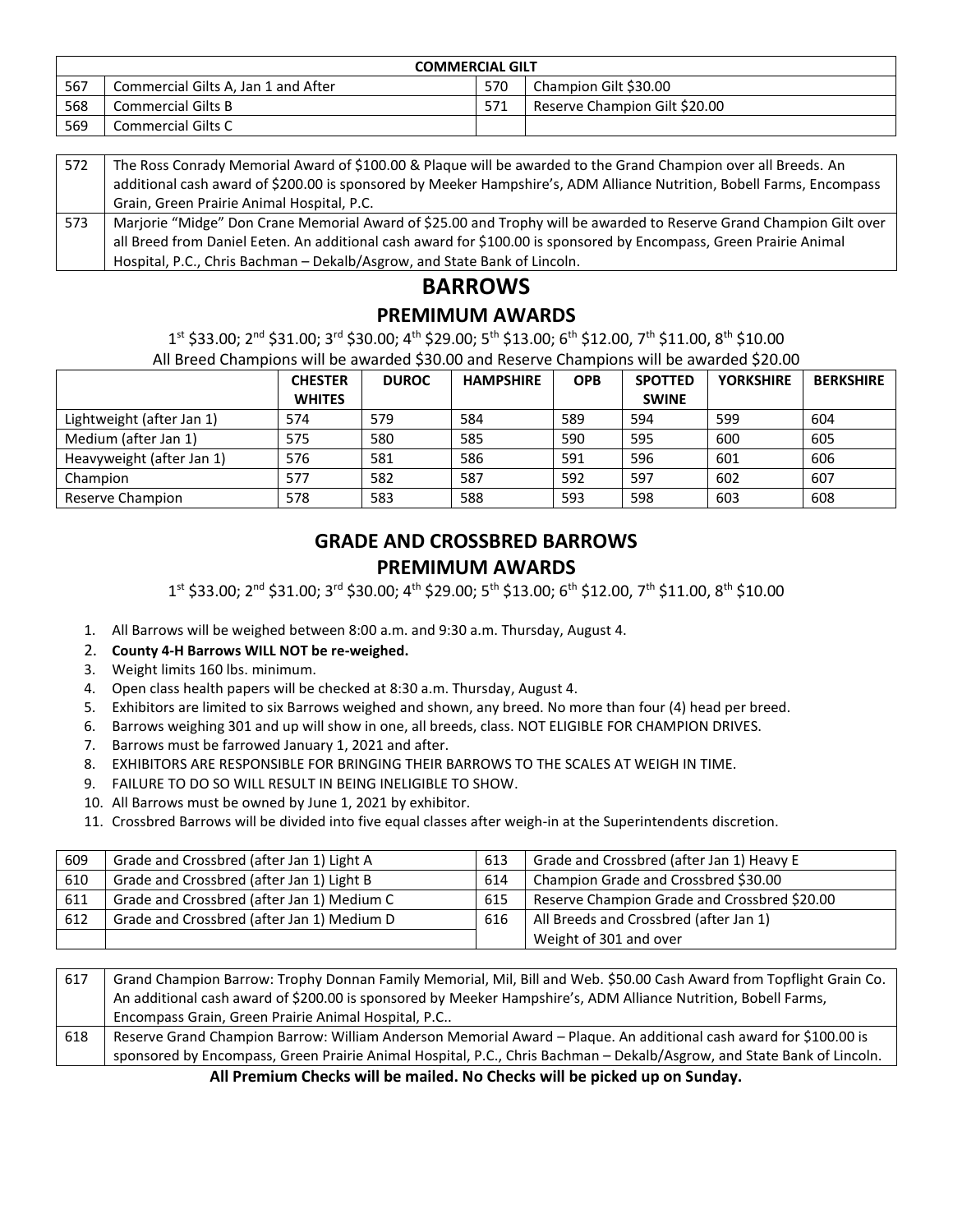| COMMERCIAL GILT | | | |
|---|---|---|---|
| 567 | Commercial Gilts A, Jan 1 and After | 570 | Champion Gilt $30.00 |
| 568 | Commercial Gilts B | 571 | Reserve Champion Gilt $20.00 |
| 569 | Commercial Gilts C | | |

| | |
|---|---|
| 572 | The Ross Conrady Memorial Award of $100.00 & Plaque will be awarded to the Grand Champion over all Breeds. An additional cash award of $200.00 is sponsored by Meeker Hampshire's, ADM Alliance Nutrition, Bobell Farms, Encompass Grain, Green Prairie Animal Hospital, P.C. |
| 573 | Marjorie "Midge" Don Crane Memorial Award of $25.00 and Trophy will be awarded to Reserve Grand Champion Gilt over all Breed from Daniel Eeten. An additional cash award for $100.00 is sponsored by Encompass, Green Prairie Animal Hospital, P.C., Chris Bachman – Dekalb/Asgrow, and State Bank of Lincoln. |

# BARROWS

## PREMIMUM AWARDS

1st $33.00; 2nd $31.00; 3rd $30.00; 4th $29.00; 5th $13.00; 6th $12.00, 7th $11.00, 8th $10.00

All Breed Champions will be awarded $30.00 and Reserve Champions will be awarded $20.00

| | CHESTER WHITES | DUROC | HAMPSHIRE | OPB | SPOTTED SWINE | YORKSHIRE | BERKSHIRE |
|---|---|---|---|---|---|---|---|
| Lightweight (after Jan 1) | 574 | 579 | 584 | 589 | 594 | 599 | 604 |
| Medium (after Jan 1) | 575 | 580 | 585 | 590 | 595 | 600 | 605 |
| Heavyweight (after Jan 1) | 576 | 581 | 586 | 591 | 596 | 601 | 606 |
| Champion | 577 | 582 | 587 | 592 | 597 | 602 | 607 |
| Reserve Champion | 578 | 583 | 588 | 593 | 598 | 603 | 608 |

# GRADE AND CROSSBRED BARROWS

## PREMIMUM AWARDS

1st $33.00; 2nd $31.00; 3rd $30.00; 4th $29.00; 5th $13.00; 6th $12.00, 7th $11.00, 8th $10.00

1. All Barrows will be weighed between 8:00 a.m. and 9:30 a.m. Thursday, August 4.
2. **County 4-H Barrows WILL NOT be re-weighed.**
3. Weight limits 160 lbs. minimum.
4. Open class health papers will be checked at 8:30 a.m. Thursday, August 4.
5. Exhibitors are limited to six Barrows weighed and shown, any breed. No more than four (4) head per breed.
6. Barrows weighing 301 and up will show in one, all breeds, class. NOT ELIGIBLE FOR CHAMPION DRIVES.
7. Barrows must be farrowed January 1, 2021 and after.
8. EXHIBITORS ARE RESPONSIBLE FOR BRINGING THEIR BARROWS TO THE SCALES AT WEIGH IN TIME.
9. FAILURE TO DO SO WILL RESULT IN BEING INELIGIBLE TO SHOW.
10. All Barrows must be owned by June 1, 2021 by exhibitor.
11. Crossbred Barrows will be divided into five equal classes after weigh-in at the Superintendents discretion.

| | | | |
|---|---|---|---|
| 609 | Grade and Crossbred (after Jan 1) Light A | 613 | Grade and Crossbred (after Jan 1) Heavy E |
| 610 | Grade and Crossbred (after Jan 1) Light B | 614 | Champion Grade and Crossbred $30.00 |
| 611 | Grade and Crossbred (after Jan 1) Medium C | 615 | Reserve Champion Grade and Crossbred $20.00 |
| 612 | Grade and Crossbred (after Jan 1) Medium D | 616 | All Breeds and Crossbred (after Jan 1) Weight of 301 and over |

| | |
|---|---|
| 617 | Grand Champion Barrow: Trophy Donnan Family Memorial, Mil, Bill and Web. $50.00 Cash Award from Topflight Grain Co. An additional cash award of $200.00 is sponsored by Meeker Hampshire's, ADM Alliance Nutrition, Bobell Farms, Encompass Grain, Green Prairie Animal Hospital, P.C.. |
| 618 | Reserve Grand Champion Barrow: William Anderson Memorial Award – Plaque. An additional cash award for $100.00 is sponsored by Encompass, Green Prairie Animal Hospital, P.C., Chris Bachman – Dekalb/Asgrow, and State Bank of Lincoln. |

**All Premium Checks will be mailed. No Checks will be picked up on Sunday.**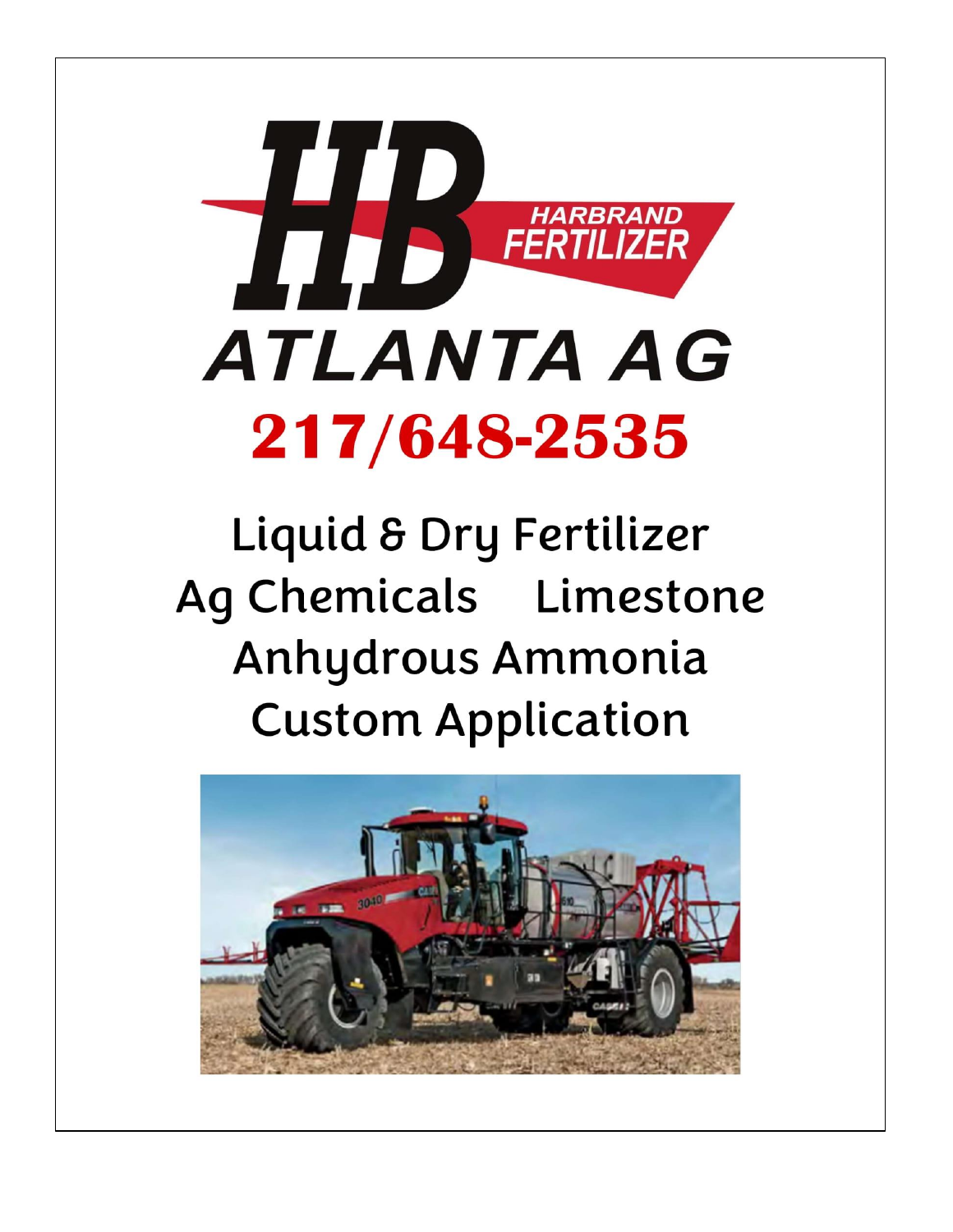# HB

HARBRAND FERTILIZER

# ATLANTA AG

## 217/648-2535

Liquid & Dry Fertilizer

Ag Chemicals    Limestone

Anhydrous Ammonia

Custom Application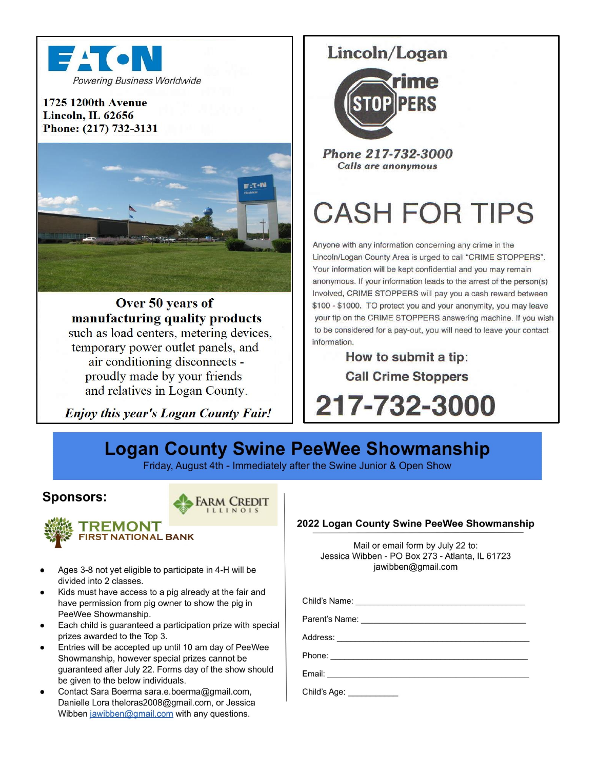**EATON**

Powering Business Worldwide

**1725 1200th Avenue**
**Lincoln, IL 62656**
**Phone: (217) 732-3131**

**Over 50 years of manufacturing quality products**
such as load centers, metering devices, temporary power outlet panels, and air conditioning disconnects - proudly made by your friends and relatives in Logan County.

***Enjoy this year's Logan County Fair!***

**Lincoln/Logan Crime STOPPERS**

***Phone 217-732-3000***
***Calls are anonymous***

# CASH FOR TIPS

Anyone with any information concerning any crime in the Lincoln/Logan County Area is urged to call "CRIME STOPPERS". Your information will be kept confidential and you may remain anonymous. If your information leads to the arrest of the person(s) Involved, CRIME STOPPERS will pay you a cash reward between $100 - $1000. TO protect you and your anonymity, you may leave your tip on the CRIME STOPPERS answering machine. If you wish to be considered for a pay-out, you will need to leave your contact information.

**How to submit a tip:**
**Call Crime Stoppers**

# 217-732-3000

# Logan County Swine PeeWee Showmanship

Friday, August 4th - Immediately after the Swine Junior & Open Show

**Sponsors:**

FARM CREDIT ILLINOIS

TREMONT FIRST NATIONAL BANK

- Ages 3-8 not yet eligible to participate in 4-H will be divided into 2 classes.
- Kids must have access to a pig already at the fair and have permission from pig owner to show the pig in PeeWee Showmanship.
- Each child is guaranteed a participation prize with special prizes awarded to the Top 3.
- Entries will be accepted up until 10 am day of PeeWee Showmanship, however special prizes cannot be guaranteed after July 22. Forms day of the show should be given to the below individuals.
- Contact Sara Boerma sara.e.boerma@gmail.com, Danielle Lora theloras2008@gmail.com, or Jessica Wibben jawibben@gmail.com with any questions.

**2022 Logan County Swine PeeWee Showmanship**

Mail or email form by July 22 to:
Jessica Wibben - PO Box 273 - Atlanta, IL 61723
jawibben@gmail.com

Child's Name: ______________________________

Parent's Name: ______________________________

Address: ______________________________

Phone: ______________________________

Email: ______________________________

Child's Age: __________